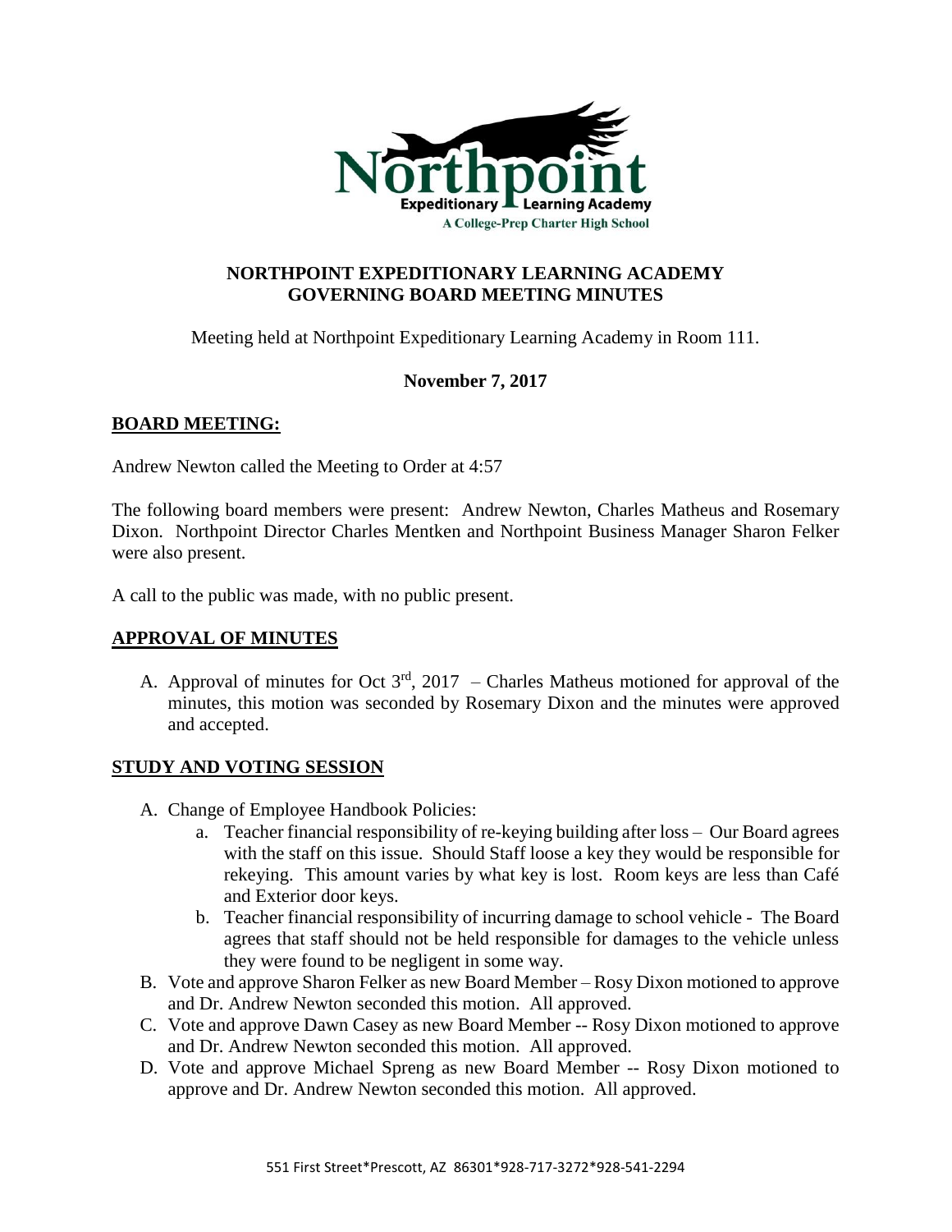# NORTHPOINT EXPEDITIONARY LEARNING ACADEMY
# GOVERNING BOARD MEETING MINUTES

Meeting held at Northpoint Expeditionary Learning Academy in Room 111.

**November 7, 2017**

## BOARD MEETING:

Andrew Newton called the Meeting to Order at 4:57

The following board members were present: Andrew Newton, Charles Matheus and Rosemary Dixon. Northpoint Director Charles Mentken and Northpoint Business Manager Sharon Felker were also present.

A call to the public was made, with no public present.

## APPROVAL OF MINUTES

A. Approval of minutes for Oct 3rd, 2017 – Charles Matheus motioned for approval of the minutes, this motion was seconded by Rosemary Dixon and the minutes were approved and accepted.

## STUDY AND VOTING SESSION

A. Change of Employee Handbook Policies:
   a. Teacher financial responsibility of re-keying building after loss – Our Board agrees with the staff on this issue. Should Staff loose a key they would be responsible for rekeying. This amount varies by what key is lost. Room keys are less than Café and Exterior door keys.
   b. Teacher financial responsibility of incurring damage to school vehicle - The Board agrees that staff should not be held responsible for damages to the vehicle unless they were found to be negligent in some way.
B. Vote and approve Sharon Felker as new Board Member – Rosy Dixon motioned to approve and Dr. Andrew Newton seconded this motion. All approved.
C. Vote and approve Dawn Casey as new Board Member -- Rosy Dixon motioned to approve and Dr. Andrew Newton seconded this motion. All approved.
D. Vote and approve Michael Spreng as new Board Member -- Rosy Dixon motioned to approve and Dr. Andrew Newton seconded this motion. All approved.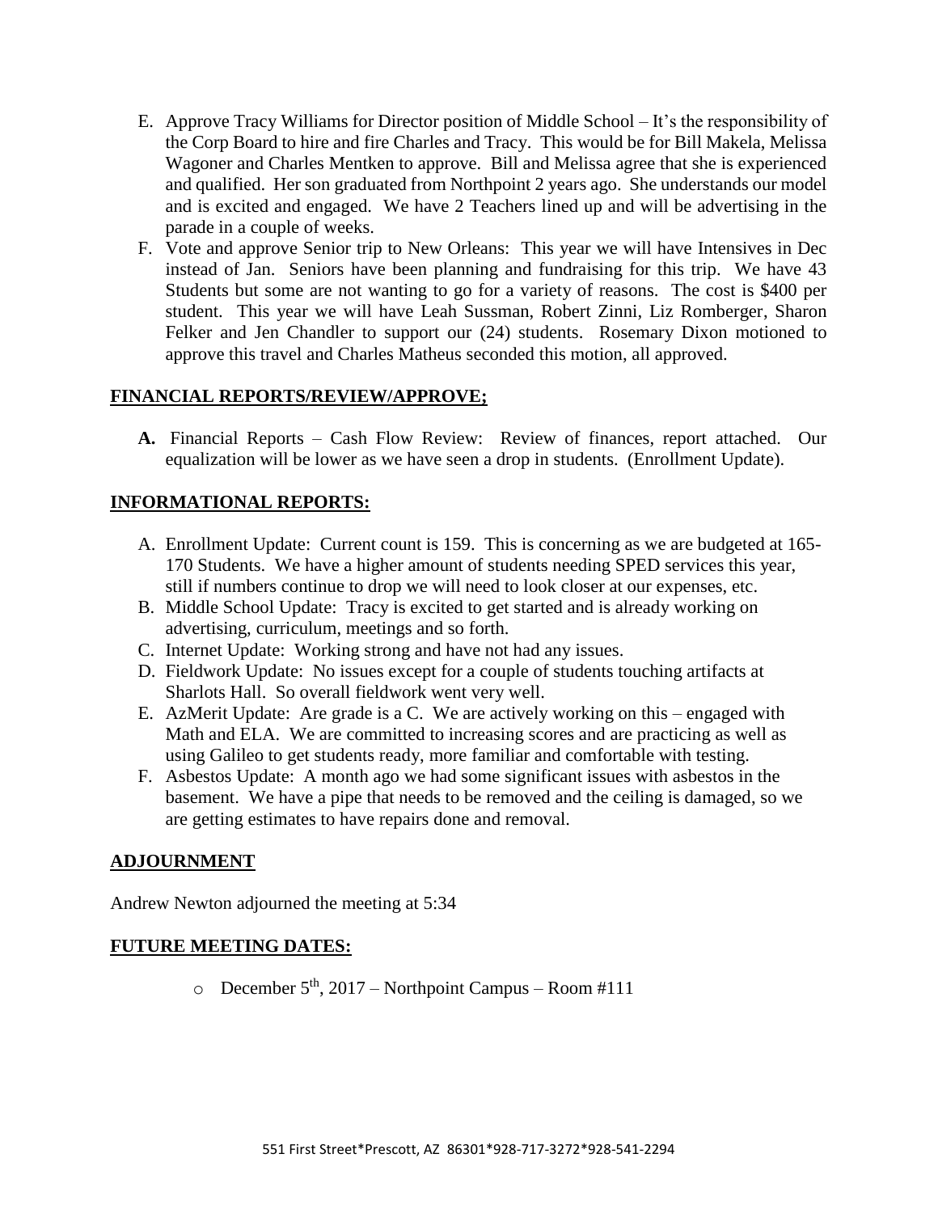E. Approve Tracy Williams for Director position of Middle School – It's the responsibility of the Corp Board to hire and fire Charles and Tracy. This would be for Bill Makela, Melissa Wagoner and Charles Mentken to approve. Bill and Melissa agree that she is experienced and qualified. Her son graduated from Northpoint 2 years ago. She understands our model and is excited and engaged. We have 2 Teachers lined up and will be advertising in the parade in a couple of weeks.

F. Vote and approve Senior trip to New Orleans: This year we will have Intensives in Dec instead of Jan. Seniors have been planning and fundraising for this trip. We have 43 Students but some are not wanting to go for a variety of reasons. The cost is $400 per student. This year we will have Leah Sussman, Robert Zinni, Liz Romberger, Sharon Felker and Jen Chandler to support our (24) students. Rosemary Dixon motioned to approve this travel and Charles Matheus seconded this motion, all approved.

## FINANCIAL REPORTS/REVIEW/APPROVE;

**A.** Financial Reports – Cash Flow Review: Review of finances, report attached. Our equalization will be lower as we have seen a drop in students. (Enrollment Update).

## INFORMATIONAL REPORTS:

A. Enrollment Update: Current count is 159. This is concerning as we are budgeted at 165-170 Students. We have a higher amount of students needing SPED services this year, still if numbers continue to drop we will need to look closer at our expenses, etc.

B. Middle School Update: Tracy is excited to get started and is already working on advertising, curriculum, meetings and so forth.

C. Internet Update: Working strong and have not had any issues.

D. Fieldwork Update: No issues except for a couple of students touching artifacts at Sharlots Hall. So overall fieldwork went very well.

E. AzMerit Update: Are grade is a C. We are actively working on this – engaged with Math and ELA. We are committed to increasing scores and are practicing as well as using Galileo to get students ready, more familiar and comfortable with testing.

F. Asbestos Update: A month ago we had some significant issues with asbestos in the basement. We have a pipe that needs to be removed and the ceiling is damaged, so we are getting estimates to have repairs done and removal.

## ADJOURNMENT

Andrew Newton adjourned the meeting at 5:34

## FUTURE MEETING DATES:

- December 5th, 2017 – Northpoint Campus – Room #111

551 First Street*Prescott, AZ 86301*928-717-3272*928-541-2294